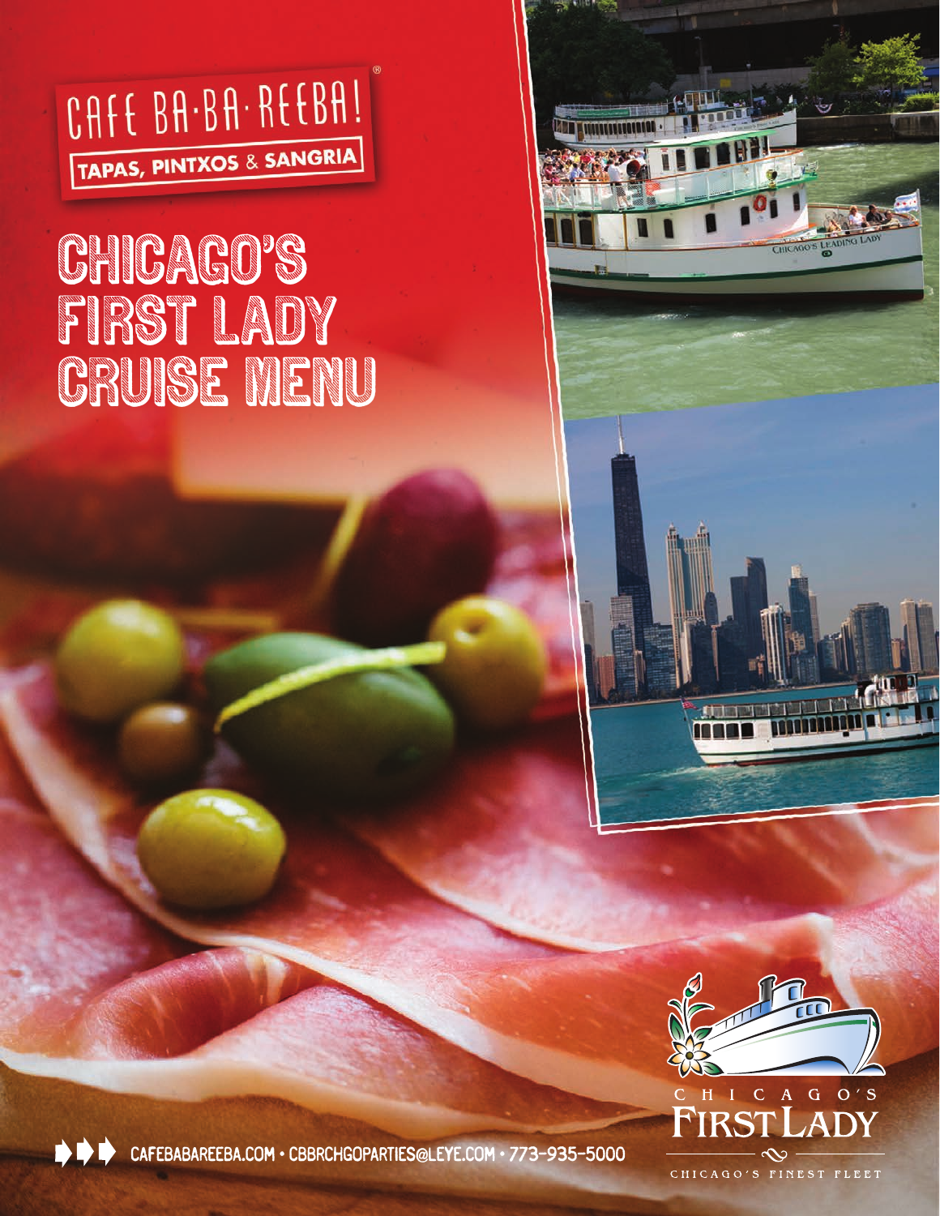CAFE BA·BA·REEBA!®

TAPAS, PINTXOS & SANGRIA

# CHICAGO'S FIRST LADY CRUISE MENU

CHICAGO'S FIRST LADY

CHICAGO'S FINEST FLEET

CAFEBABAREEBA.COM • CBBRCHGOPARTIES@LEYE.COM • 773-935-5000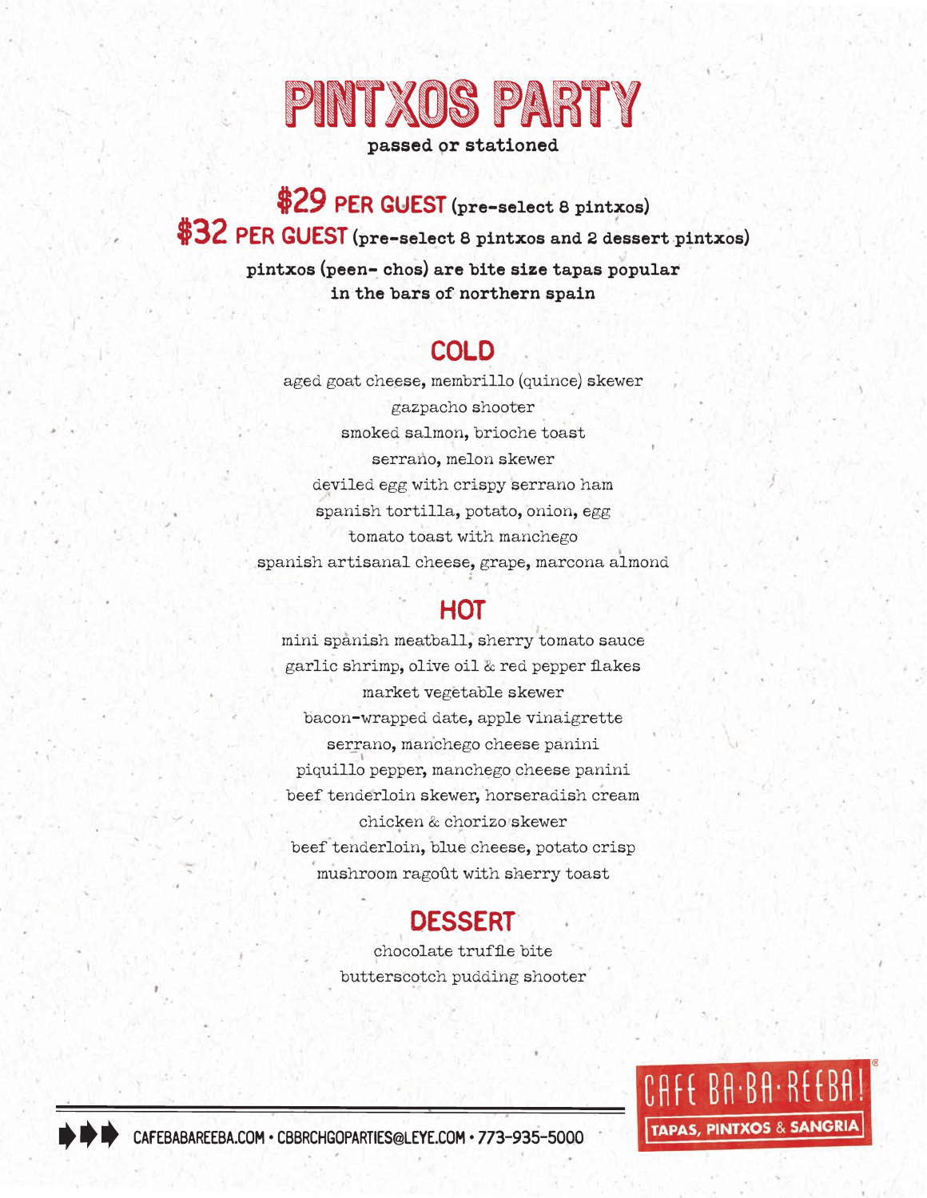# PINTXOS PARTY

**passed or stationed**

**$29 PER GUEST** (pre-select 8 pintxos)

**$32 PER GUEST** (pre-select 8 pintxos and 2 dessert pintxos)

**pintxos (peen- chos) are bite size tapas popular in the bars of northern spain**

## COLD

aged goat cheese, membrillo (quince) skewer

gazpacho shooter

smoked salmon, brioche toast

serrano, melon skewer

deviled egg with crispy serrano ham

spanish tortilla, potato, onion, egg

tomato toast with manchego

spanish artisanal cheese, grape, marcona almond

## HOT

mini spanish meatball, sherry tomato sauce

garlic shrimp, olive oil & red pepper flakes

market vegetable skewer

bacon-wrapped date, apple vinaigrette

serrano, manchego cheese panini

piquillo pepper, manchego cheese panini

beef tenderloin skewer, horseradish cream

chicken & chorizo skewer

beef tenderloin, blue cheese, potato crisp

mushroom ragoût with sherry toast

## DESSERT

chocolate truffle bite

butterscotch pudding shooter

CAFEBABAREEBA.COM • CBBRCHGOPARTIES@LEYE.COM • 773-935-5000

CAFE BA-BA-REEBA! TAPAS, PINTXOS & SANGRIA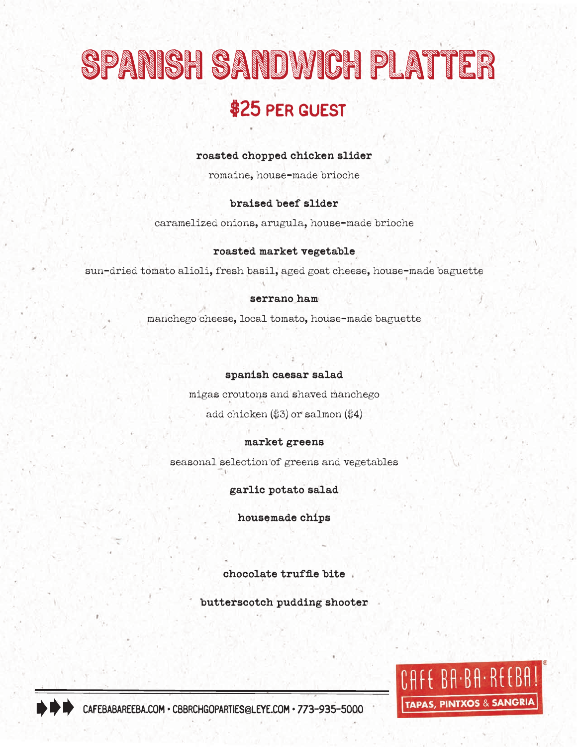# SPANISH SANDWICH PLATTER

## $25 PER GUEST

**roasted chopped chicken slider**

romaine, house-made brioche

**braised beef slider**

caramelized onions, arugula, house-made brioche

**roasted market vegetable**

sun-dried tomato alioli, fresh basil, aged goat cheese, house-made baguette

**serrano ham**

manchego cheese, local tomato, house-made baguette

**spanish caesar salad**

migas croutons and shaved manchego

add chicken ($3) or salmon ($4)

**market greens**

seasonal selection of greens and vegetables

**garlic potato salad**

**housemade chips**

**chocolate truffle bite**

**butterscotch pudding shooter**

CAFEBABAREEBA.COM • CBBRCHGOPARTIES@LEYE.COM • 773-935-5000

CAFE BA-BA-REEBA! TAPAS, PINTXOS & SANGRIA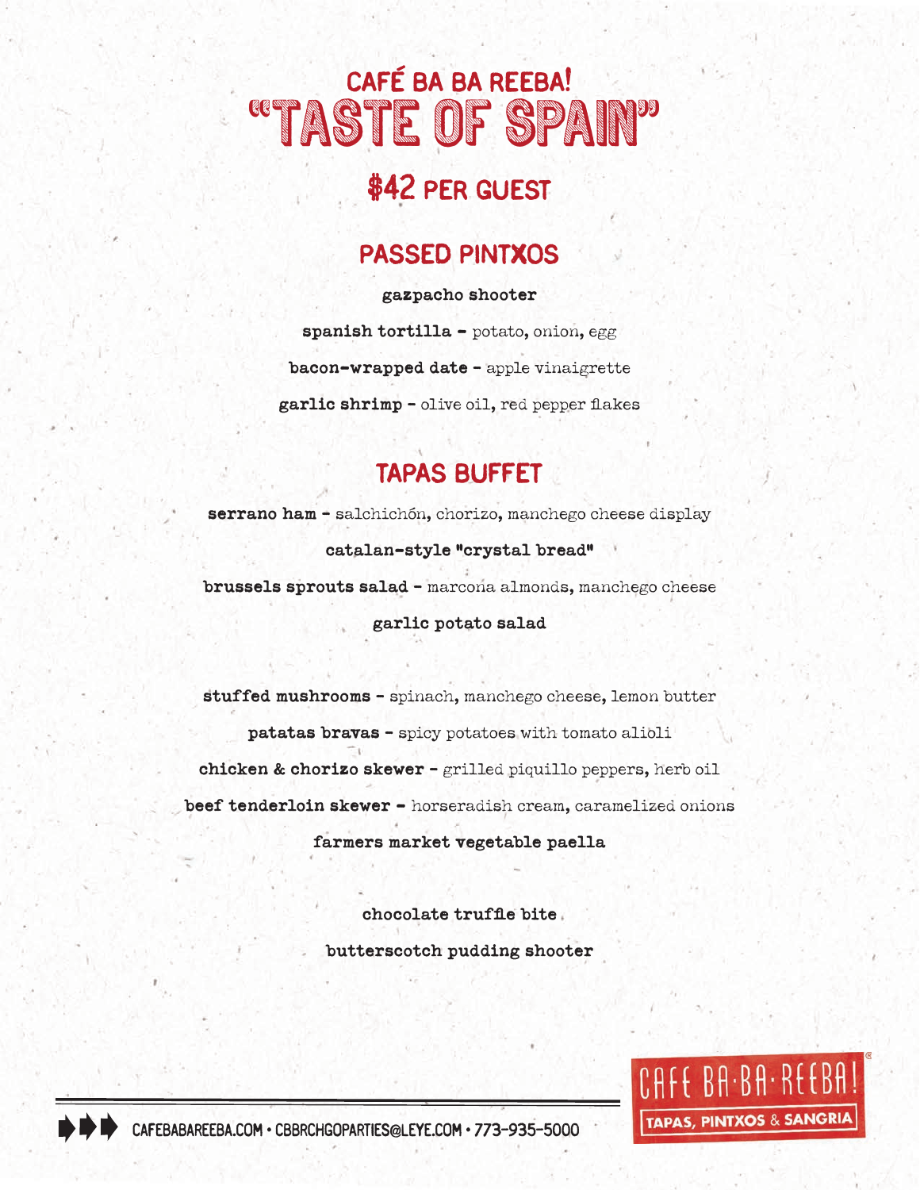# CAFÉ BA BA REEBA!

# "TASTE OF SPAIN"

## $42 PER GUEST

## PASSED PINTXOS

**gazpacho shooter**

**spanish tortilla** - potato, onion, egg

**bacon-wrapped date** - apple vinaigrette

**garlic shrimp** - olive oil, red pepper flakes

## TAPAS BUFFET

**serrano ham** - salchichón, chorizo, manchego cheese display

**catalan-style "crystal bread"**

**brussels sprouts salad** - marcona almonds, manchego cheese

**garlic potato salad**

**stuffed mushrooms** - spinach, manchego cheese, lemon butter

**patatas bravas** - spicy potatoes with tomato alioli

**chicken & chorizo skewer** - grilled piquillo peppers, herb oil

**beef tenderloin skewer** - horseradish cream, caramelized onions

**farmers market vegetable paella**

**chocolate truffle bite**

**butterscotch pudding shooter**

CAFEBABAREEBA.COM • CBBRCHGOPARTIES@LEYE.COM • 773-935-5000

CAFE BA·BA·REEBA!® TAPAS, PINTXOS & SANGRIA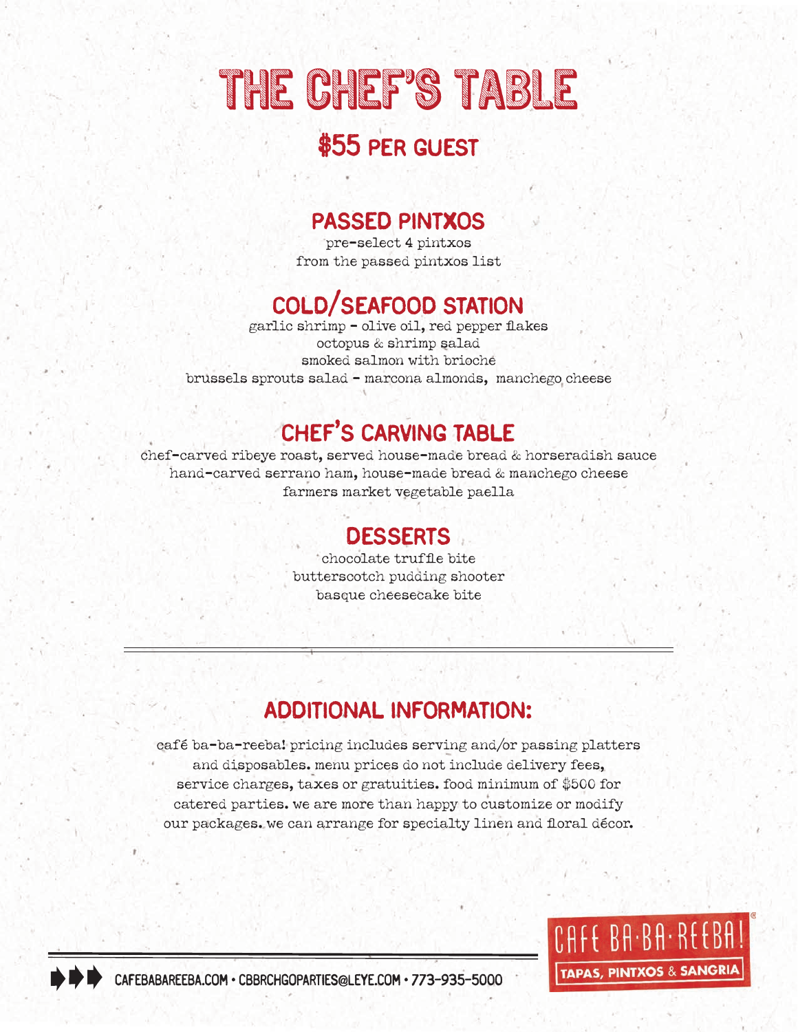# THE CHEF'S TABLE

## $55 PER GUEST

### PASSED PINTXOS

pre-select 4 pintxos
from the passed pintxos list

### COLD/SEAFOOD STATION

garlic shrimp - olive oil, red pepper flakes
octopus & shrimp salad
smoked salmon with brioche
brussels sprouts salad - marcona almonds, manchego cheese

### CHEF'S CARVING TABLE

chef-carved ribeye roast, served house-made bread & horseradish sauce
hand-carved serrano ham, house-made bread & manchego cheese
farmers market vegetable paella

### DESSERTS

chocolate truffle bite
butterscotch pudding shooter
basque cheesecake bite

---

### ADDITIONAL INFORMATION:

café ba-ba-reeba! pricing includes serving and/or passing platters and disposables. menu prices do not include delivery fees, service charges, taxes or gratuities. food minimum of $500 for catered parties. we are more than happy to customize or modify our packages. we can arrange for specialty linen and floral décor.

CAFEBABAREEBA.COM • CBBRCHGOPARTIES@LEYE.COM • 773-935-5000

CAFE BA-BA-REEBA!® TAPAS, PINTXOS & SANGRIA